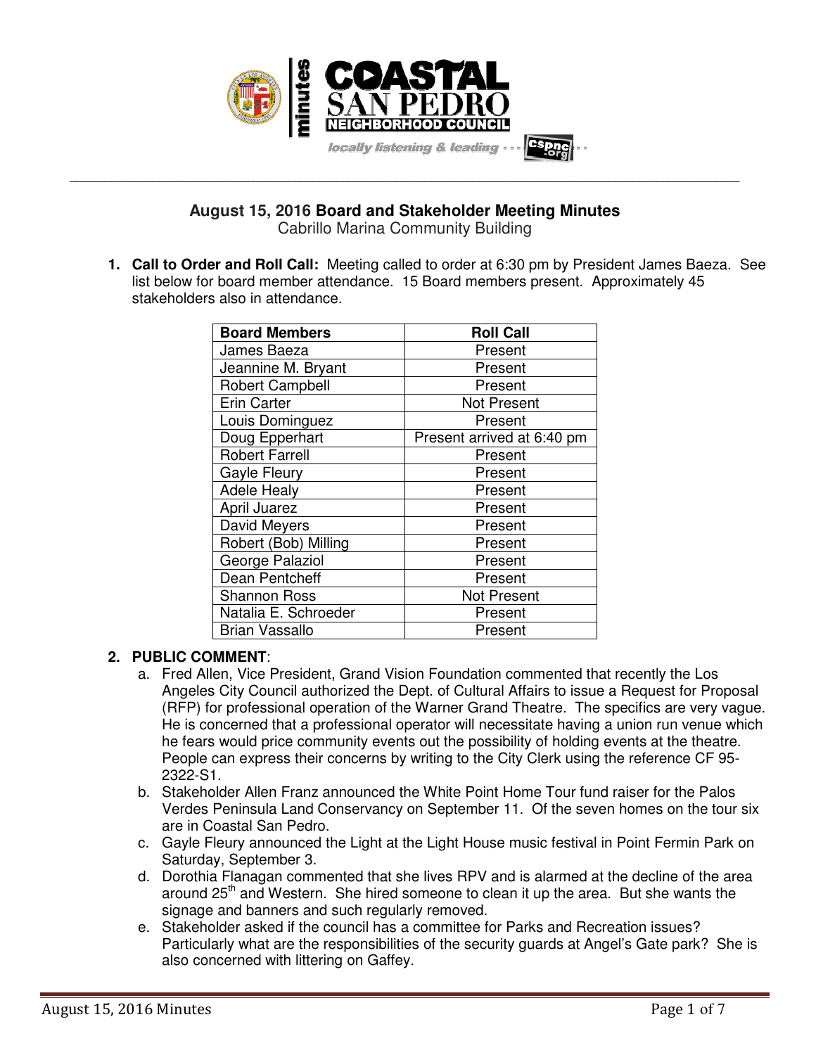# August 15, 2016 Board and Stakeholder Meeting Minutes

Cabrillo Marina Community Building

1. **Call to Order and Roll Call:** Meeting called to order at 6:30 pm by President James Baeza. See list below for board member attendance. 15 Board members present. Approximately 45 stakeholders also in attendance.

| Board Members | Roll Call |
|---|---|
| James Baeza | Present |
| Jeannine M. Bryant | Present |
| Robert Campbell | Present |
| Erin Carter | Not Present |
| Louis Dominguez | Present |
| Doug Epperhart | Present arrived at 6:40 pm |
| Robert Farrell | Present |
| Gayle Fleury | Present |
| Adele Healy | Present |
| April Juarez | Present |
| David Meyers | Present |
| Robert (Bob) Milling | Present |
| George Palaziol | Present |
| Dean Pentcheff | Present |
| Shannon Ross | Not Present |
| Natalia E. Schroeder | Present |
| Brian Vassallo | Present |

2. **PUBLIC COMMENT**:
   a. Fred Allen, Vice President, Grand Vision Foundation commented that recently the Los Angeles City Council authorized the Dept. of Cultural Affairs to issue a Request for Proposal (RFP) for professional operation of the Warner Grand Theatre. The specifics are very vague. He is concerned that a professional operator will necessitate having a union run venue which he fears would price community events out the possibility of holding events at the theatre. People can express their concerns by writing to the City Clerk using the reference CF 95-2322-S1.
   b. Stakeholder Allen Franz announced the White Point Home Tour fund raiser for the Palos Verdes Peninsula Land Conservancy on September 11. Of the seven homes on the tour six are in Coastal San Pedro.
   c. Gayle Fleury announced the Light at the Light House music festival in Point Fermin Park on Saturday, September 3.
   d. Dorothia Flanagan commented that she lives RPV and is alarmed at the decline of the area around 25th and Western. She hired someone to clean it up the area. But she wants the signage and banners and such regularly removed.
   e. Stakeholder asked if the council has a committee for Parks and Recreation issues? Particularly what are the responsibilities of the security guards at Angel's Gate park? She is also concerned with littering on Gaffey.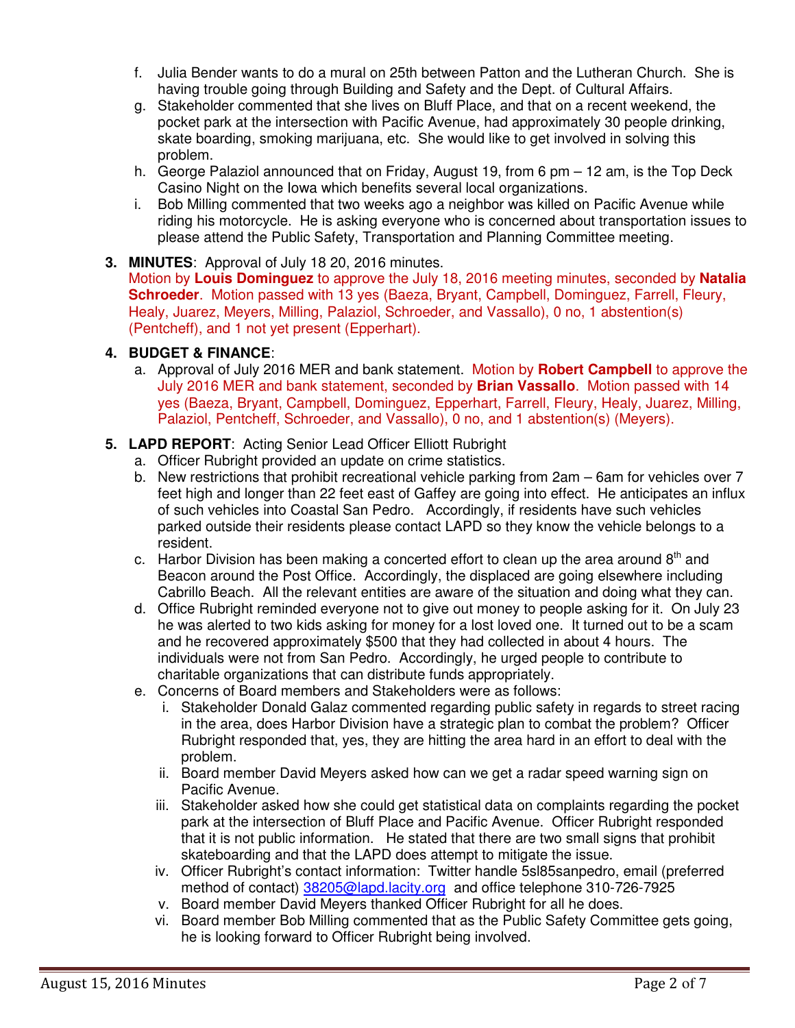f. Julia Bender wants to do a mural on 25th between Patton and the Lutheran Church. She is having trouble going through Building and Safety and the Dept. of Cultural Affairs.
g. Stakeholder commented that she lives on Bluff Place, and that on a recent weekend, the pocket park at the intersection with Pacific Avenue, had approximately 30 people drinking, skate boarding, smoking marijuana, etc. She would like to get involved in solving this problem.
h. George Palaziol announced that on Friday, August 19, from 6 pm – 12 am, is the Top Deck Casino Night on the Iowa which benefits several local organizations.
i. Bob Milling commented that two weeks ago a neighbor was killed on Pacific Avenue while riding his motorcycle. He is asking everyone who is concerned about transportation issues to please attend the Public Safety, Transportation and Planning Committee meeting.

3. **MINUTES**: Approval of July 18 20, 2016 minutes.
Motion by **Louis Dominguez** to approve the July 18, 2016 meeting minutes, seconded by **Natalia Schroeder**. Motion passed with 13 yes (Baeza, Bryant, Campbell, Dominguez, Farrell, Fleury, Healy, Juarez, Meyers, Milling, Palaziol, Schroeder, and Vassallo), 0 no, 1 abstention(s) (Pentcheff), and 1 not yet present (Epperhart).

4. **BUDGET & FINANCE**:
   a. Approval of July 2016 MER and bank statement. Motion by **Robert Campbell** to approve the July 2016 MER and bank statement, seconded by **Brian Vassallo**. Motion passed with 14 yes (Baeza, Bryant, Campbell, Dominguez, Epperhart, Farrell, Fleury, Healy, Juarez, Milling, Palaziol, Pentcheff, Schroeder, and Vassallo), 0 no, and 1 abstention(s) (Meyers).

5. **LAPD REPORT**: Acting Senior Lead Officer Elliott Rubright
   a. Officer Rubright provided an update on crime statistics.
   b. New restrictions that prohibit recreational vehicle parking from 2am – 6am for vehicles over 7 feet high and longer than 22 feet east of Gaffey are going into effect. He anticipates an influx of such vehicles into Coastal San Pedro. Accordingly, if residents have such vehicles parked outside their residents please contact LAPD so they know the vehicle belongs to a resident.
   c. Harbor Division has been making a concerted effort to clean up the area around 8th and Beacon around the Post Office. Accordingly, the displaced are going elsewhere including Cabrillo Beach. All the relevant entities are aware of the situation and doing what they can.
   d. Office Rubright reminded everyone not to give out money to people asking for it. On July 23 he was alerted to two kids asking for money for a lost loved one. It turned out to be a scam and he recovered approximately $500 that they had collected in about 4 hours. The individuals were not from San Pedro. Accordingly, he urged people to contribute to charitable organizations that can distribute funds appropriately.
   e. Concerns of Board members and Stakeholders were as follows:
      i. Stakeholder Donald Galaz commented regarding public safety in regards to street racing in the area, does Harbor Division have a strategic plan to combat the problem? Officer Rubright responded that, yes, they are hitting the area hard in an effort to deal with the problem.
      ii. Board member David Meyers asked how can we get a radar speed warning sign on Pacific Avenue.
      iii. Stakeholder asked how she could get statistical data on complaints regarding the pocket park at the intersection of Bluff Place and Pacific Avenue. Officer Rubright responded that it is not public information. He stated that there are two small signs that prohibit skateboarding and that the LAPD does attempt to mitigate the issue.
      iv. Officer Rubright's contact information: Twitter handle 5sl85sanpedro, email (preferred method of contact) 38205@lapd.lacity.org and office telephone 310-726-7925
      v. Board member David Meyers thanked Officer Rubright for all he does.
      vi. Board member Bob Milling commented that as the Public Safety Committee gets going, he is looking forward to Officer Rubright being involved.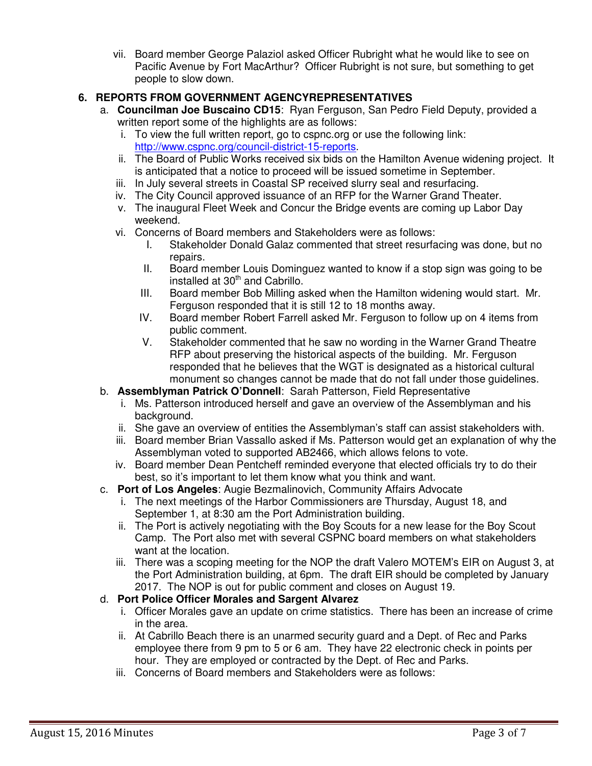vii. Board member George Palaziol asked Officer Rubright what he would like to see on Pacific Avenue by Fort MacArthur? Officer Rubright is not sure, but something to get people to slow down.

**6. REPORTS FROM GOVERNMENT AGENCYREPRESENTATIVES**

a. **Councilman Joe Buscaino CD15**: Ryan Ferguson, San Pedro Field Deputy, provided a written report some of the highlights are as follows:

   i. To view the full written report, go to cspnc.org or use the following link: http://www.cspnc.org/council-district-15-reports.

   ii. The Board of Public Works received six bids on the Hamilton Avenue widening project. It is anticipated that a notice to proceed will be issued sometime in September.

   iii. In July several streets in Coastal SP received slurry seal and resurfacing.

   iv. The City Council approved issuance of an RFP for the Warner Grand Theater.

   v. The inaugural Fleet Week and Concur the Bridge events are coming up Labor Day weekend.

   vi. Concerns of Board members and Stakeholders were as follows:

      I. Stakeholder Donald Galaz commented that street resurfacing was done, but no repairs.

      II. Board member Louis Dominguez wanted to know if a stop sign was going to be installed at 30th and Cabrillo.

      III. Board member Bob Milling asked when the Hamilton widening would start. Mr. Ferguson responded that it is still 12 to 18 months away.

      IV. Board member Robert Farrell asked Mr. Ferguson to follow up on 4 items from public comment.

      V. Stakeholder commented that he saw no wording in the Warner Grand Theatre RFP about preserving the historical aspects of the building. Mr. Ferguson responded that he believes that the WGT is designated as a historical cultural monument so changes cannot be made that do not fall under those guidelines.

b. **Assemblyman Patrick O'Donnell**: Sarah Patterson, Field Representative

   i. Ms. Patterson introduced herself and gave an overview of the Assemblyman and his background.

   ii. She gave an overview of entities the Assemblyman's staff can assist stakeholders with.

   iii. Board member Brian Vassallo asked if Ms. Patterson would get an explanation of why the Assemblyman voted to supported AB2466, which allows felons to vote.

   iv. Board member Dean Pentcheff reminded everyone that elected officials try to do their best, so it's important to let them know what you think and want.

c. **Port of Los Angeles**: Augie Bezmalinovich, Community Affairs Advocate

   i. The next meetings of the Harbor Commissioners are Thursday, August 18, and September 1, at 8:30 am the Port Administration building.

   ii. The Port is actively negotiating with the Boy Scouts for a new lease for the Boy Scout Camp. The Port also met with several CSPNC board members on what stakeholders want at the location.

   iii. There was a scoping meeting for the NOP the draft Valero MOTEM's EIR on August 3, at the Port Administration building, at 6pm. The draft EIR should be completed by January 2017. The NOP is out for public comment and closes on August 19.

d. **Port Police Officer Morales and Sargent Alvarez**

   i. Officer Morales gave an update on crime statistics. There has been an increase of crime in the area.

   ii. At Cabrillo Beach there is an unarmed security guard and a Dept. of Rec and Parks employee there from 9 pm to 5 or 6 am. They have 22 electronic check in points per hour. They are employed or contracted by the Dept. of Rec and Parks.

   iii. Concerns of Board members and Stakeholders were as follows: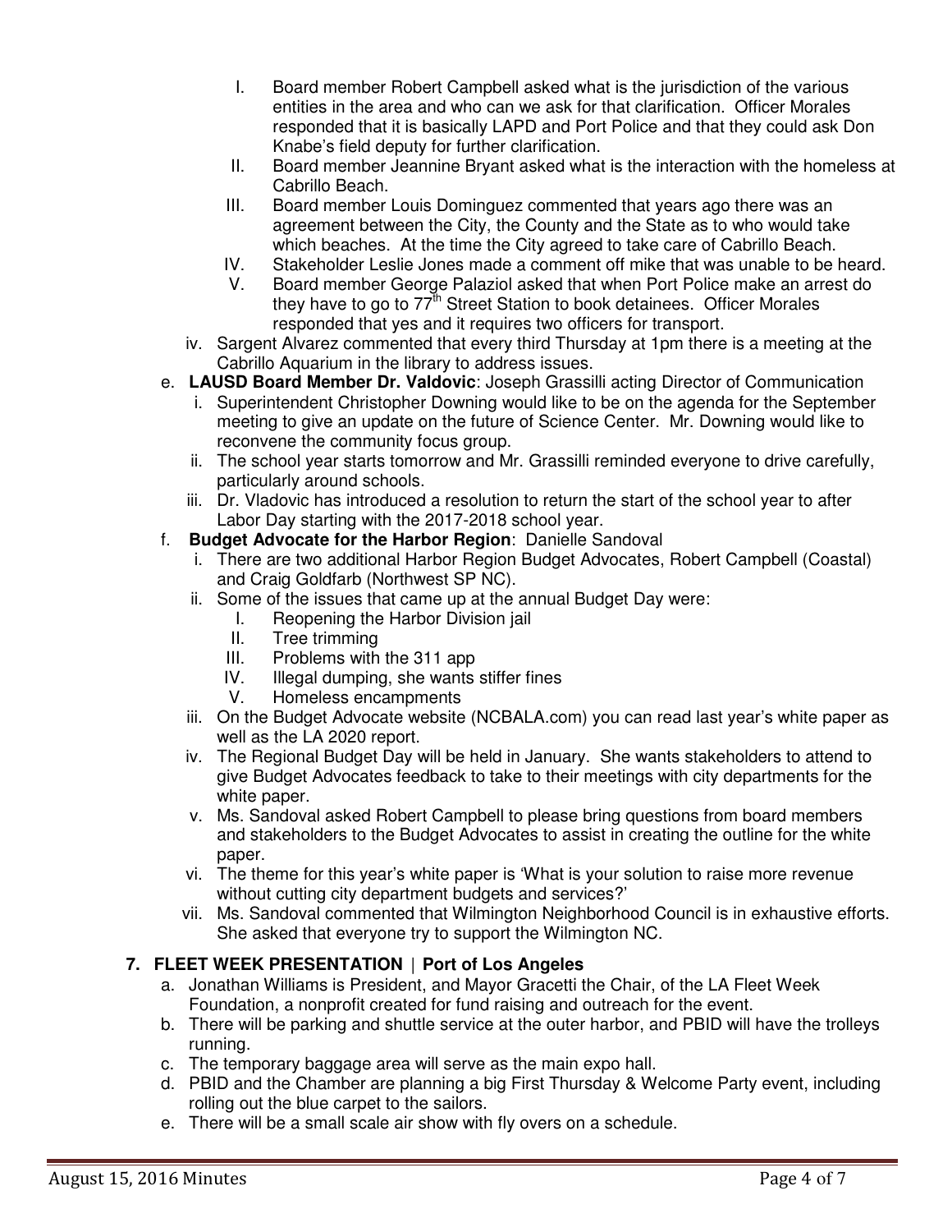I. Board member Robert Campbell asked what is the jurisdiction of the various entities in the area and who can we ask for that clarification. Officer Morales responded that it is basically LAPD and Port Police and that they could ask Don Knabe's field deputy for further clarification.

II. Board member Jeannine Bryant asked what is the interaction with the homeless at Cabrillo Beach.

III. Board member Louis Dominguez commented that years ago there was an agreement between the City, the County and the State as to who would take which beaches. At the time the City agreed to take care of Cabrillo Beach.

IV. Stakeholder Leslie Jones made a comment off mike that was unable to be heard.

V. Board member George Palaziol asked that when Port Police make an arrest do they have to go to 77th Street Station to book detainees. Officer Morales responded that yes and it requires two officers for transport.

iv. Sargent Alvarez commented that every third Thursday at 1pm there is a meeting at the Cabrillo Aquarium in the library to address issues.

e. **LAUSD Board Member Dr. Valdovic**: Joseph Grassilli acting Director of Communication

   i. Superintendent Christopher Downing would like to be on the agenda for the September meeting to give an update on the future of Science Center. Mr. Downing would like to reconvene the community focus group.

   ii. The school year starts tomorrow and Mr. Grassilli reminded everyone to drive carefully, particularly around schools.

   iii. Dr. Vladovic has introduced a resolution to return the start of the school year to after Labor Day starting with the 2017-2018 school year.

f. **Budget Advocate for the Harbor Region**: Danielle Sandoval

   i. There are two additional Harbor Region Budget Advocates, Robert Campbell (Coastal) and Craig Goldfarb (Northwest SP NC).

   ii. Some of the issues that came up at the annual Budget Day were:

      I. Reopening the Harbor Division jail

      II. Tree trimming

      III. Problems with the 311 app

      IV. Illegal dumping, she wants stiffer fines

      V. Homeless encampments

   iii. On the Budget Advocate website (NCBALA.com) you can read last year's white paper as well as the LA 2020 report.

   iv. The Regional Budget Day will be held in January. She wants stakeholders to attend to give Budget Advocates feedback to take to their meetings with city departments for the white paper.

   v. Ms. Sandoval asked Robert Campbell to please bring questions from board members and stakeholders to the Budget Advocates to assist in creating the outline for the white paper.

   vi. The theme for this year's white paper is 'What is your solution to raise more revenue without cutting city department budgets and services?'

   vii. Ms. Sandoval commented that Wilmington Neighborhood Council is in exhaustive efforts. She asked that everyone try to support the Wilmington NC.

## 7. FLEET WEEK PRESENTATION | Port of Los Angeles

a. Jonathan Williams is President, and Mayor Gracetti the Chair, of the LA Fleet Week Foundation, a nonprofit created for fund raising and outreach for the event.

b. There will be parking and shuttle service at the outer harbor, and PBID will have the trolleys running.

c. The temporary baggage area will serve as the main expo hall.

d. PBID and the Chamber are planning a big First Thursday & Welcome Party event, including rolling out the blue carpet to the sailors.

e. There will be a small scale air show with fly overs on a schedule.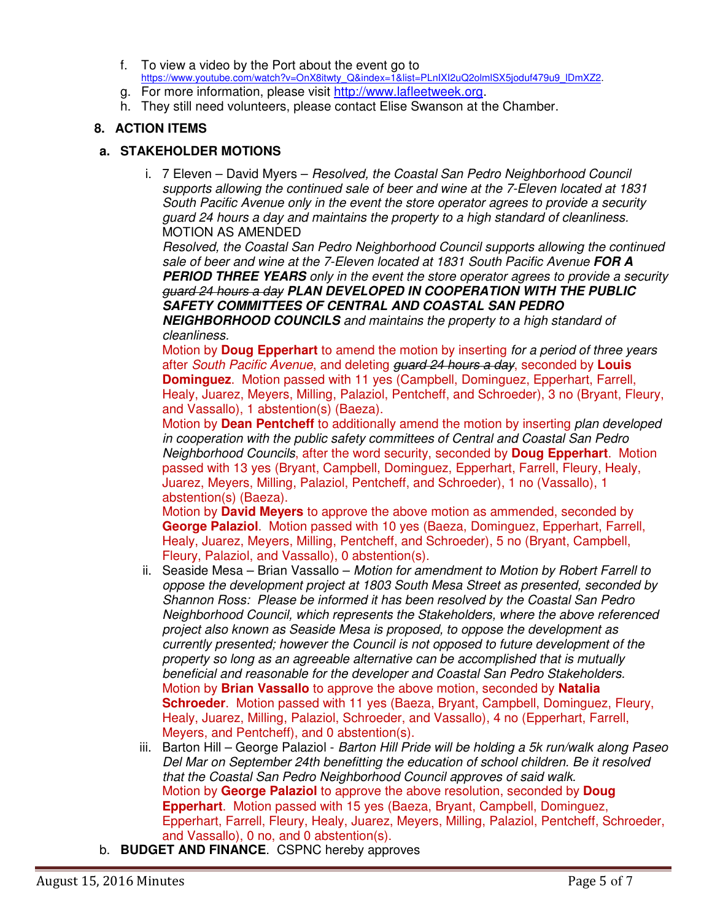f. To view a video by the Port about the event go to https://www.youtube.com/watch?v=OnX8itwty_Q&index=1&list=PLnIXl2uQ2olmlSX5joduf479u9_lDmXZ2.
g. For more information, please visit http://www.lafleetweek.org.
h. They still need volunteers, please contact Elise Swanson at the Chamber.

## 8. ACTION ITEMS

### a. STAKEHOLDER MOTIONS

i. 7 Eleven – David Myers – *Resolved, the Coastal San Pedro Neighborhood Council supports allowing the continued sale of beer and wine at the 7-Eleven located at 1831 South Pacific Avenue only in the event the store operator agrees to provide a security guard 24 hours a day and maintains the property to a high standard of cleanliness.*
MOTION AS AMENDED
*Resolved, the Coastal San Pedro Neighborhood Council supports allowing the continued sale of beer and wine at the 7-Eleven located at 1831 South Pacific Avenue* ***FOR A PERIOD THREE YEARS*** *only in the event the store operator agrees to provide a security* ~~*guard 24 hours a day*~~ ***PLAN DEVELOPED IN COOPERATION WITH THE PUBLIC SAFETY COMMITTEES OF CENTRAL AND COASTAL SAN PEDRO NEIGHBORHOOD COUNCILS*** *and maintains the property to a high standard of cleanliness.*
Motion by **Doug Epperhart** to amend the motion by inserting *for a period of three years* after *South Pacific Avenue*, and deleting ~~*guard 24 hours a day*~~, seconded by **Louis Dominguez**. Motion passed with 11 yes (Campbell, Dominguez, Epperhart, Farrell, Healy, Juarez, Meyers, Milling, Palaziol, Pentcheff, and Schroeder), 3 no (Bryant, Fleury, and Vassallo), 1 abstention(s) (Baeza).
Motion by **Dean Pentcheff** to additionally amend the motion by inserting *plan developed in cooperation with the public safety committees of Central and Coastal San Pedro Neighborhood Councils*, after the word security, seconded by **Doug Epperhart**. Motion passed with 13 yes (Bryant, Campbell, Dominguez, Epperhart, Farrell, Fleury, Healy, Juarez, Meyers, Milling, Palaziol, Pentcheff, and Schroeder), 1 no (Vassallo), 1 abstention(s) (Baeza).
Motion by **David Meyers** to approve the above motion as ammended, seconded by **George Palaziol**. Motion passed with 10 yes (Baeza, Dominguez, Epperhart, Farrell, Healy, Juarez, Meyers, Milling, Pentcheff, and Schroeder), 5 no (Bryant, Campbell, Fleury, Palaziol, and Vassallo), 0 abstention(s).

ii. Seaside Mesa – Brian Vassallo – *Motion for amendment to Motion by Robert Farrell to oppose the development project at 1803 South Mesa Street as presented, seconded by Shannon Ross: Please be informed it has been resolved by the Coastal San Pedro Neighborhood Council, which represents the Stakeholders, where the above referenced project also known as Seaside Mesa is proposed, to oppose the development as currently presented; however the Council is not opposed to future development of the property so long as an agreeable alternative can be accomplished that is mutually beneficial and reasonable for the developer and Coastal San Pedro Stakeholders.*
Motion by **Brian Vassallo** to approve the above motion, seconded by **Natalia Schroeder**. Motion passed with 11 yes (Baeza, Bryant, Campbell, Dominguez, Fleury, Healy, Juarez, Milling, Palaziol, Schroeder, and Vassallo), 4 no (Epperhart, Farrell, Meyers, and Pentcheff), and 0 abstention(s).

iii. Barton Hill – George Palaziol - *Barton Hill Pride will be holding a 5k run/walk along Paseo Del Mar on September 24th benefitting the education of school children. Be it resolved that the Coastal San Pedro Neighborhood Council approves of said walk.*
Motion by **George Palaziol** to approve the above resolution, seconded by **Doug Epperhart**. Motion passed with 15 yes (Baeza, Bryant, Campbell, Dominguez, Epperhart, Farrell, Fleury, Healy, Juarez, Meyers, Milling, Palaziol, Pentcheff, Schroeder, and Vassallo), 0 no, and 0 abstention(s).

b. **BUDGET AND FINANCE**. CSPNC hereby approves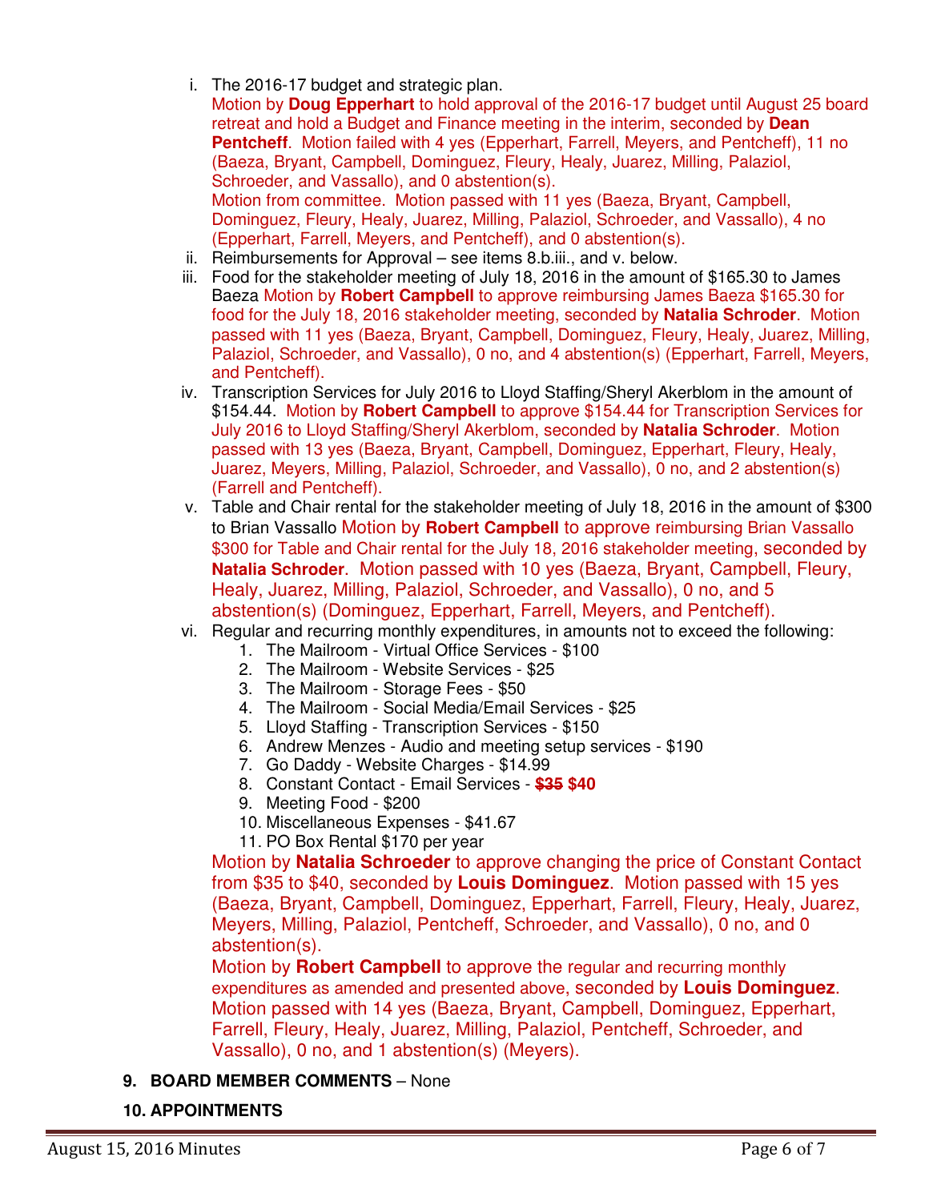i. The 2016-17 budget and strategic plan.
   Motion by **Doug Epperhart** to hold approval of the 2016-17 budget until August 25 board retreat and hold a Budget and Finance meeting in the interim, seconded by **Dean Pentcheff**. Motion failed with 4 yes (Epperhart, Farrell, Meyers, and Pentcheff), 11 no (Baeza, Bryant, Campbell, Dominguez, Fleury, Healy, Juarez, Milling, Palaziol, Schroeder, and Vassallo), and 0 abstention(s).
   Motion from committee. Motion passed with 11 yes (Baeza, Bryant, Campbell, Dominguez, Fleury, Healy, Juarez, Milling, Palaziol, Schroeder, and Vassallo), 4 no (Epperhart, Farrell, Meyers, and Pentcheff), and 0 abstention(s).

ii. Reimbursements for Approval – see items 8.b.iii., and v. below.

iii. Food for the stakeholder meeting of July 18, 2016 in the amount of $165.30 to James Baeza Motion by **Robert Campbell** to approve reimbursing James Baeza $165.30 for food for the July 18, 2016 stakeholder meeting, seconded by **Natalia Schroder**. Motion passed with 11 yes (Baeza, Bryant, Campbell, Dominguez, Fleury, Healy, Juarez, Milling, Palaziol, Schroeder, and Vassallo), 0 no, and 4 abstention(s) (Epperhart, Farrell, Meyers, and Pentcheff).

iv. Transcription Services for July 2016 to Lloyd Staffing/Sheryl Akerblom in the amount of $154.44. Motion by **Robert Campbell** to approve $154.44 for Transcription Services for July 2016 to Lloyd Staffing/Sheryl Akerblom, seconded by **Natalia Schroder**. Motion passed with 13 yes (Baeza, Bryant, Campbell, Dominguez, Epperhart, Fleury, Healy, Juarez, Meyers, Milling, Palaziol, Schroeder, and Vassallo), 0 no, and 2 abstention(s) (Farrell and Pentcheff).

v. Table and Chair rental for the stakeholder meeting of July 18, 2016 in the amount of $300 to Brian Vassallo Motion by **Robert Campbell** to approve reimbursing Brian Vassallo $300 for Table and Chair rental for the July 18, 2016 stakeholder meeting, seconded by **Natalia Schroder**. Motion passed with 10 yes (Baeza, Bryant, Campbell, Fleury, Healy, Juarez, Milling, Palaziol, Schroeder, and Vassallo), 0 no, and 5 abstention(s) (Dominguez, Epperhart, Farrell, Meyers, and Pentcheff).

vi. Regular and recurring monthly expenditures, in amounts not to exceed the following:
   1. The Mailroom - Virtual Office Services - $100
   2. The Mailroom - Website Services - $25
   3. The Mailroom - Storage Fees - $50
   4. The Mailroom - Social Media/Email Services - $25
   5. Lloyd Staffing - Transcription Services - $150
   6. Andrew Menzes - Audio and meeting setup services - $190
   7. Go Daddy - Website Charges - $14.99
   8. Constant Contact - Email Services - ~~**$35**~~ **$40**
   9. Meeting Food - $200
   10. Miscellaneous Expenses - $41.67
   11. PO Box Rental $170 per year

   Motion by **Natalia Schroeder** to approve changing the price of Constant Contact from $35 to $40, seconded by **Louis Dominguez**. Motion passed with 15 yes (Baeza, Bryant, Campbell, Dominguez, Epperhart, Farrell, Fleury, Healy, Juarez, Meyers, Milling, Palaziol, Pentcheff, Schroeder, and Vassallo), 0 no, and 0 abstention(s).
   Motion by **Robert Campbell** to approve the regular and recurring monthly expenditures as amended and presented above, seconded by **Louis Dominguez**. Motion passed with 14 yes (Baeza, Bryant, Campbell, Dominguez, Epperhart, Farrell, Fleury, Healy, Juarez, Milling, Palaziol, Pentcheff, Schroeder, and Vassallo), 0 no, and 1 abstention(s) (Meyers).

**9. BOARD MEMBER COMMENTS** – None

**10. APPOINTMENTS**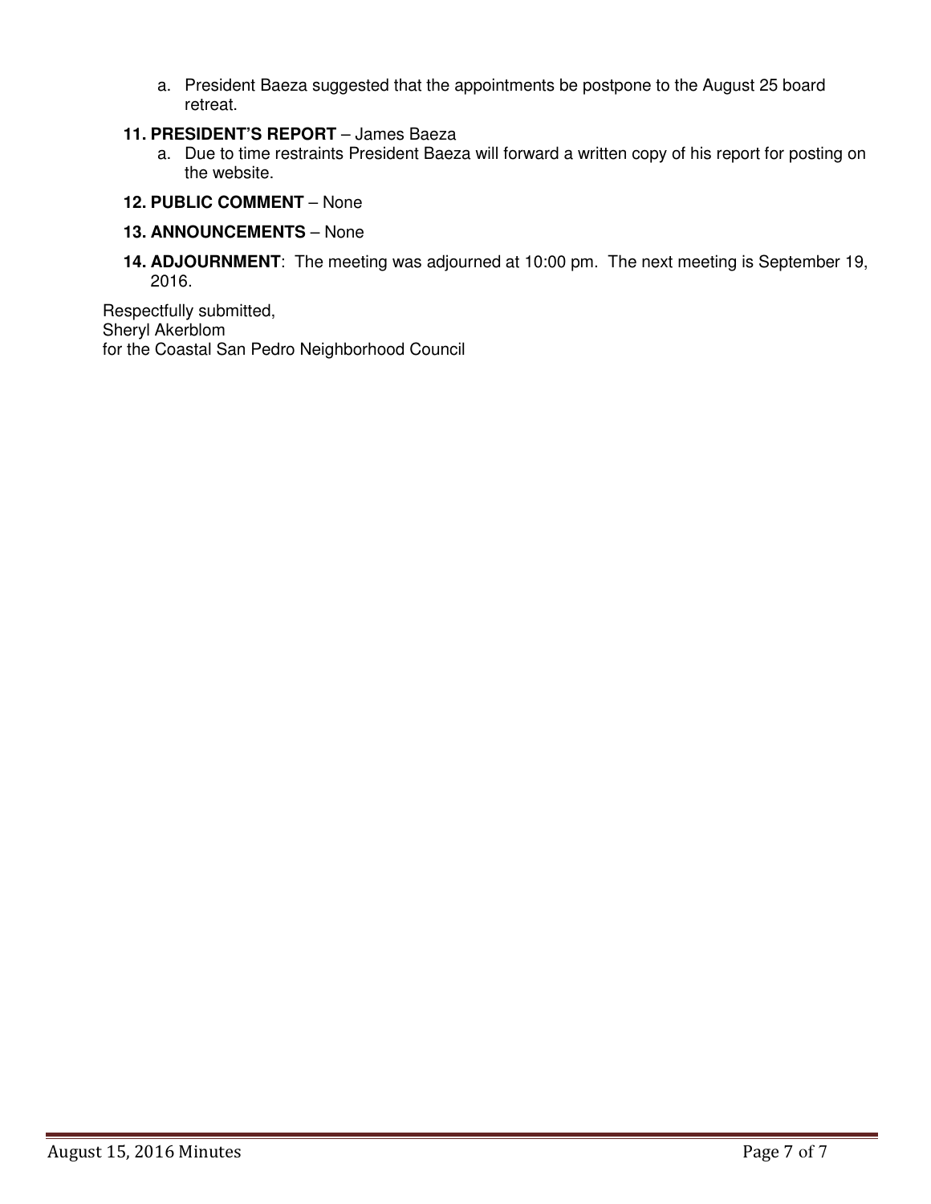a. President Baeza suggested that the appointments be postpone to the August 25 board retreat.

**11. PRESIDENT'S REPORT** – James Baeza

a. Due to time restraints President Baeza will forward a written copy of his report for posting on the website.

**12. PUBLIC COMMENT** – None

**13. ANNOUNCEMENTS** – None

**14. ADJOURNMENT**: The meeting was adjourned at 10:00 pm. The next meeting is September 19, 2016.

Respectfully submitted,
Sheryl Akerblom
for the Coastal San Pedro Neighborhood Council